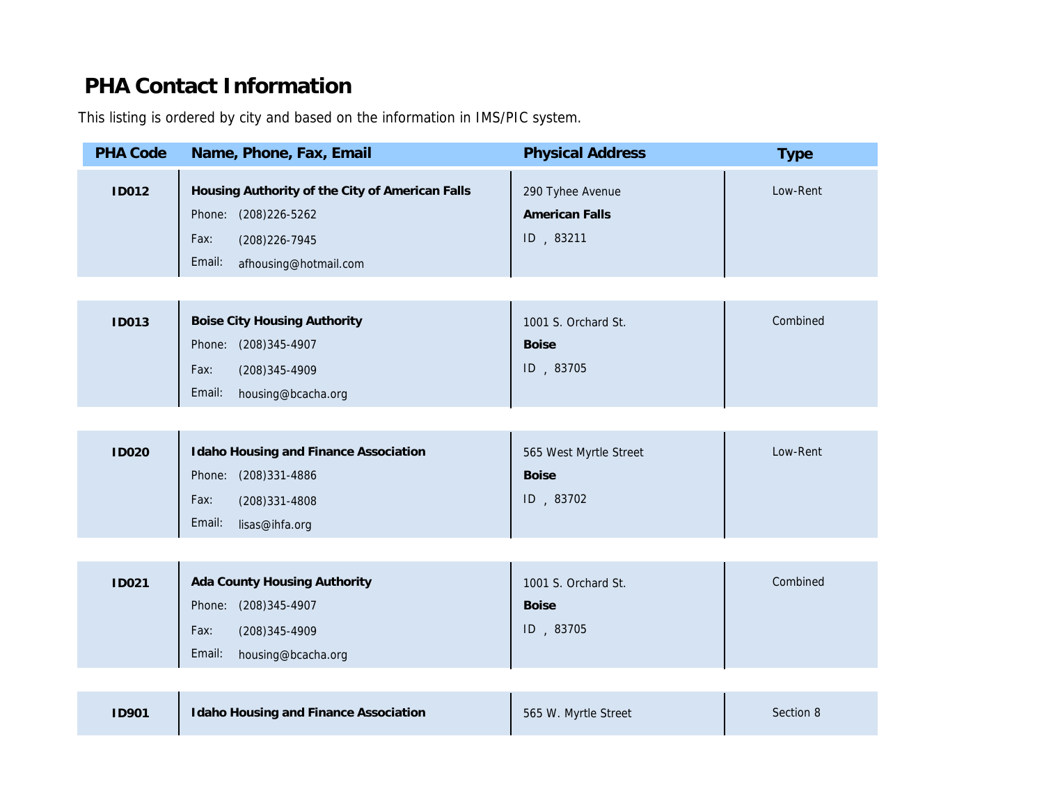# PHA Contact Information

This listing is ordered by city and based on the information in IMS/PIC system.

| PHA Code | Name, Phone, Fax, Email | Physical Address | Type |
|---|---|---|---|
| **ID012** | **Housing Authority of the City of American Falls**<br>Phone: (208)226-5262<br>Fax: (208)226-7945<br>Email: afhousing@hotmail.com | 290 Tyhee Avenue<br>**American Falls**<br>ID , 83211 | Low-Rent |
| **ID013** | **Boise City Housing Authority**<br>Phone: (208)345-4907<br>Fax: (208)345-4909<br>Email: housing@bcacha.org | 1001 S. Orchard St.<br>**Boise**<br>ID , 83705 | Combined |
| **ID020** | **Idaho Housing and Finance Association**<br>Phone: (208)331-4886<br>Fax: (208)331-4808<br>Email: lisas@ihfa.org | 565 West Myrtle Street<br>**Boise**<br>ID , 83702 | Low-Rent |
| **ID021** | **Ada County Housing Authority**<br>Phone: (208)345-4907<br>Fax: (208)345-4909<br>Email: housing@bcacha.org | 1001 S. Orchard St.<br>**Boise**<br>ID , 83705 | Combined |
| **ID901** | **Idaho Housing and Finance Association** | 565 W. Myrtle Street | Section 8 |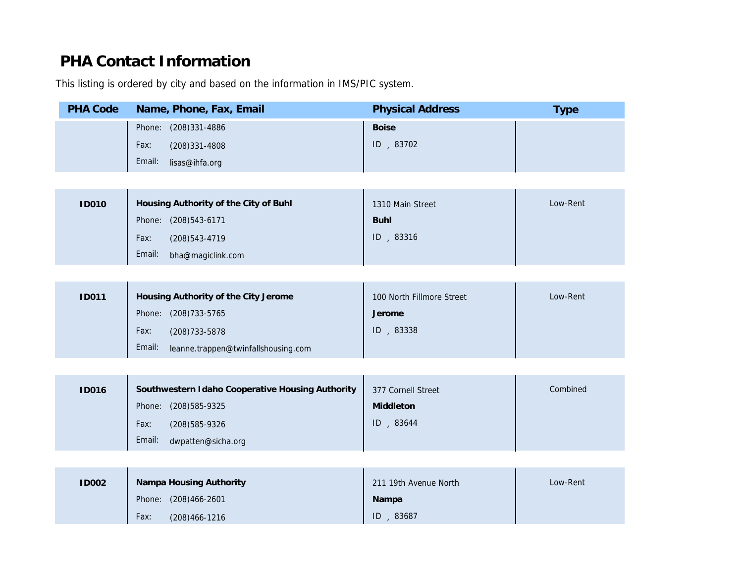# PHA Contact Information

This listing is ordered by city and based on the information in IMS/PIC system.

| PHA Code | Name, Phone, Fax, Email | Physical Address | Type |
|---|---|---|---|
| | Phone: (208)331-4886<br>Fax: (208)331-4808<br>Email: lisas@ihfa.org | **Boise**<br>ID , 83702 | |
| **ID010** | **Housing Authority of the City of Buhl**<br>Phone: (208)543-6171<br>Fax: (208)543-4719<br>Email: bha@magiclink.com | 1310 Main Street<br>**Buhl**<br>ID , 83316 | Low-Rent |
| **ID011** | **Housing Authority of the City Jerome**<br>Phone: (208)733-5765<br>Fax: (208)733-5878<br>Email: leanne.trappen@twinfallshousing.com | 100 North Fillmore Street<br>**Jerome**<br>ID , 83338 | Low-Rent |
| **ID016** | **Southwestern Idaho Cooperative Housing Authority**<br>Phone: (208)585-9325<br>Fax: (208)585-9326<br>Email: dwpatten@sicha.org | 377 Cornell Street<br>**Middleton**<br>ID , 83644 | Combined |
| **ID002** | **Nampa Housing Authority**<br>Phone: (208)466-2601<br>Fax: (208)466-1216 | 211 19th Avenue North<br>**Nampa**<br>ID , 83687 | Low-Rent |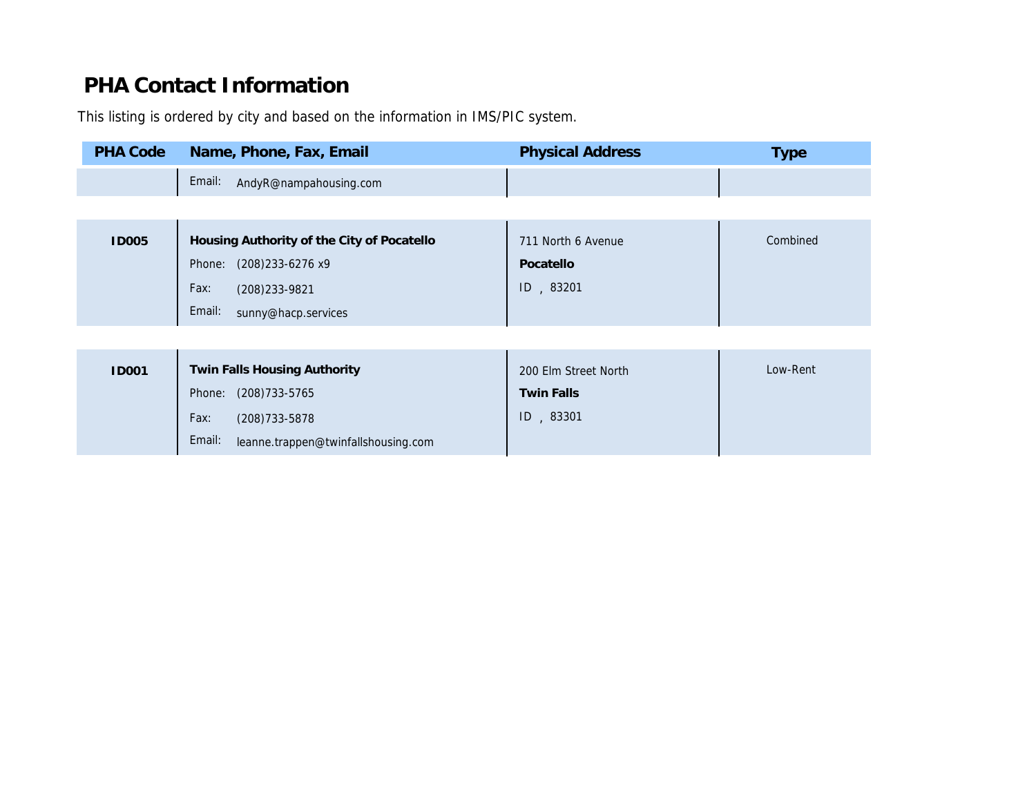## PHA Contact Information

This listing is ordered by city and based on the information in IMS/PIC system.

| PHA Code | Name, Phone, Fax, Email | Physical Address | Type |
|---|---|---|---|
| | Email: AndyR@nampahousing.com | | |
| **ID005** | **Housing Authority of the City of Pocatello**<br>Phone: (208)233-6276 x9<br>Fax: (208)233-9821<br>Email: sunny@hacp.services | 711 North 6 Avenue<br>**Pocatello**<br>ID , 83201 | Combined |
| **ID001** | **Twin Falls Housing Authority**<br>Phone: (208)733-5765<br>Fax: (208)733-5878<br>Email: leanne.trappen@twinfallshousing.com | 200 Elm Street North<br>**Twin Falls**<br>ID , 83301 | Low-Rent |